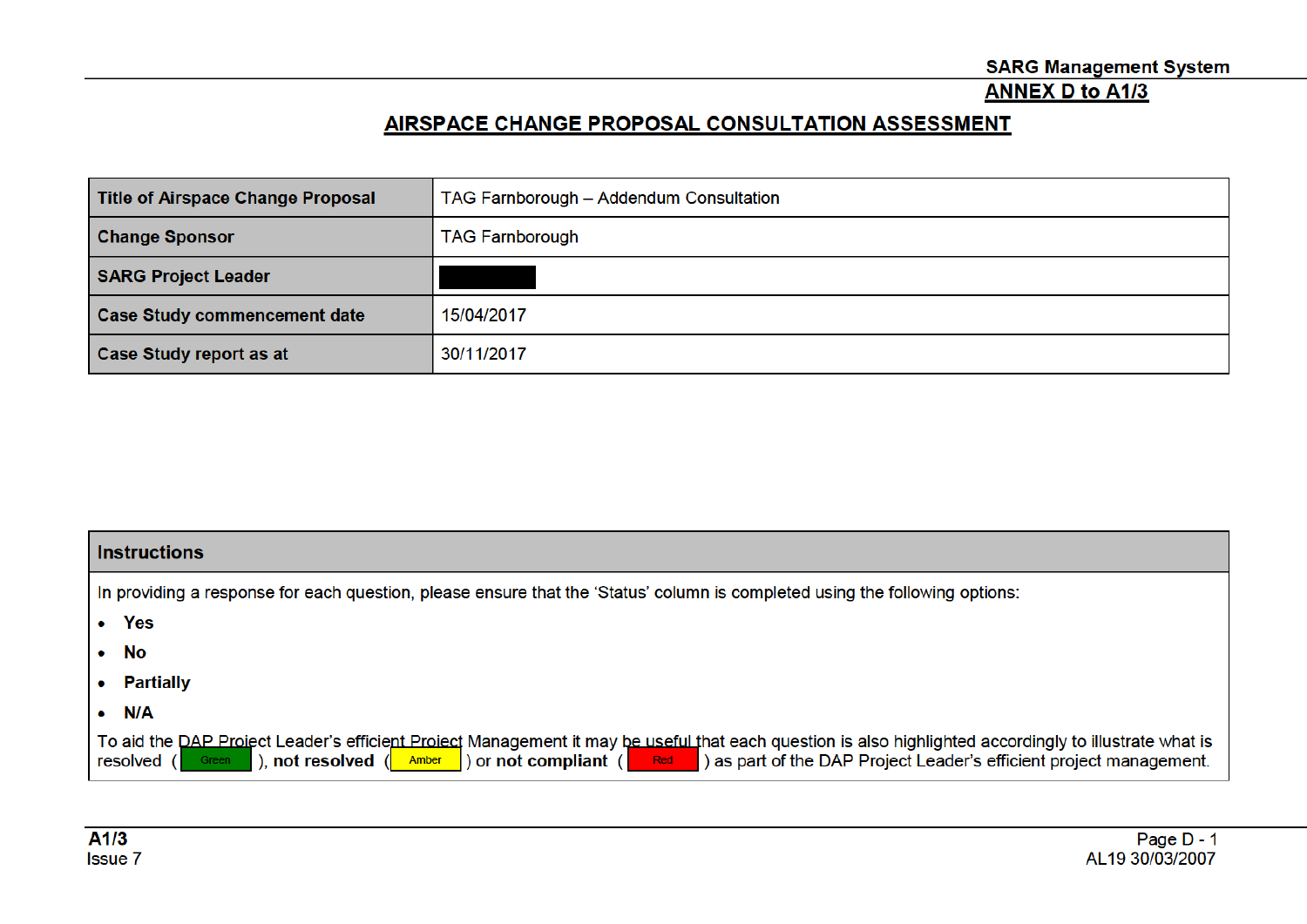SARG Management System

ANNEX D to A1/3

# AIRSPACE CHANGE PROPOSAL CONSULTATION ASSESSMENT

| **Title of Airspace Change Proposal** | TAG Farnborough – Addendum Consultation |
|---|---|
| **Change Sponsor** | TAG Farnborough |
| **SARG Project Leader** | █████ |
| **Case Study commencement date** | 15/04/2017 |
| **Case Study report as at** | 30/11/2017 |

| **Instructions** |
|---|
| In providing a response for each question, please ensure that the 'Status' column is completed using the following options:<br>• **Yes**<br>• **No**<br>• **Partially**<br>• **N/A**<br>To aid the DAP Project Leader's efficient Project Management it may be useful that each question is also highlighted accordingly to illustrate what is resolved ( Green ), **not resolved** ( Amber ) or **not compliant** ( Red ) as part of the DAP Project Leader's efficient project management. |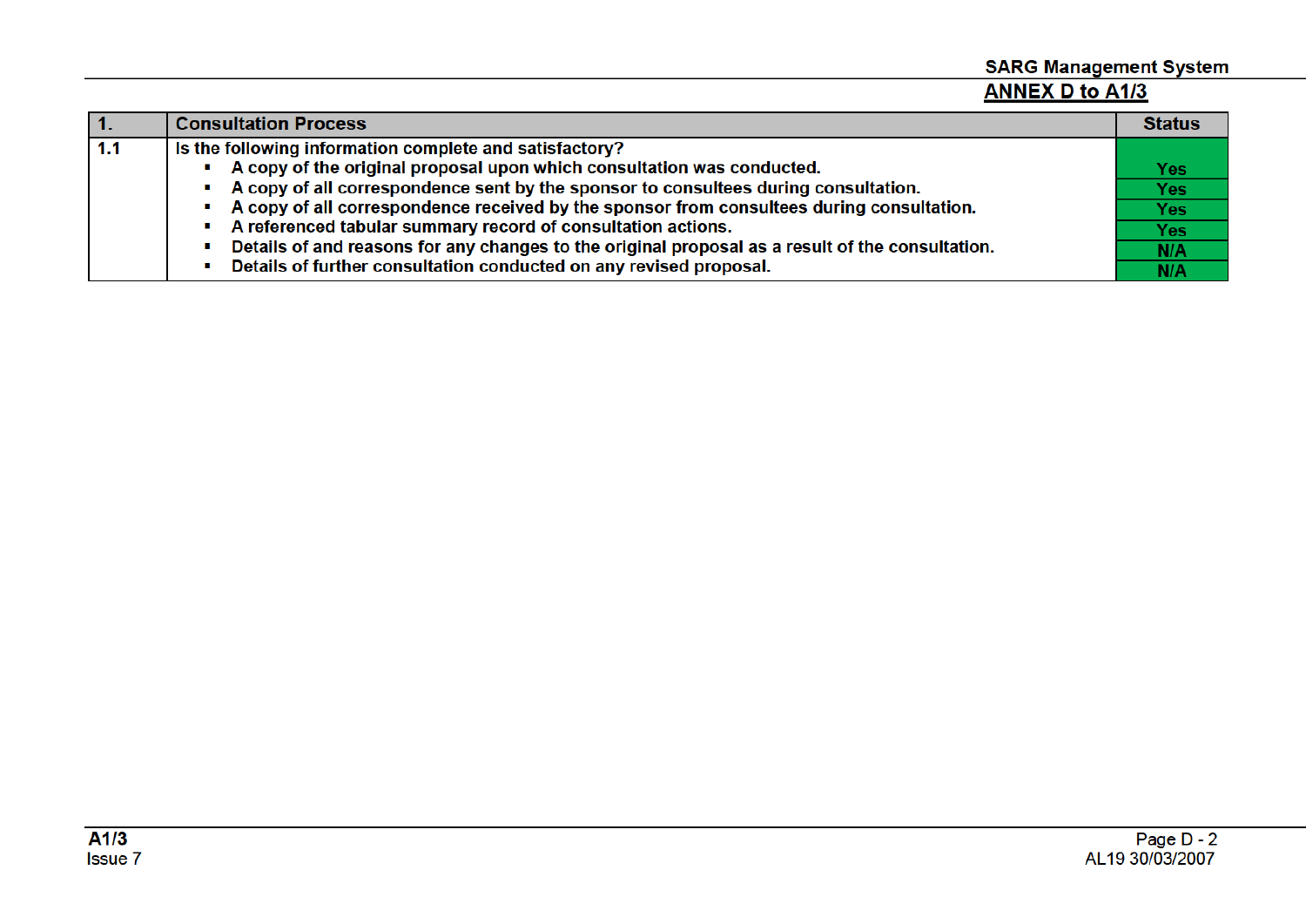| 1. | Consultation Process | Status |
|---|---|---|
| 1.1 | Is the following information complete and satisfactory? | |
| | ▪ A copy of the original proposal upon which consultation was conducted. | Yes |
| | ▪ A copy of all correspondence sent by the sponsor to consultees during consultation. | Yes |
| | ▪ A copy of all correspondence received by the sponsor from consultees during consultation. | Yes |
| | ▪ A referenced tabular summary record of consultation actions. | Yes |
| | ▪ Details of and reasons for any changes to the original proposal as a result of the consultation. | N/A |
| | ▪ Details of further consultation conducted on any revised proposal. | N/A |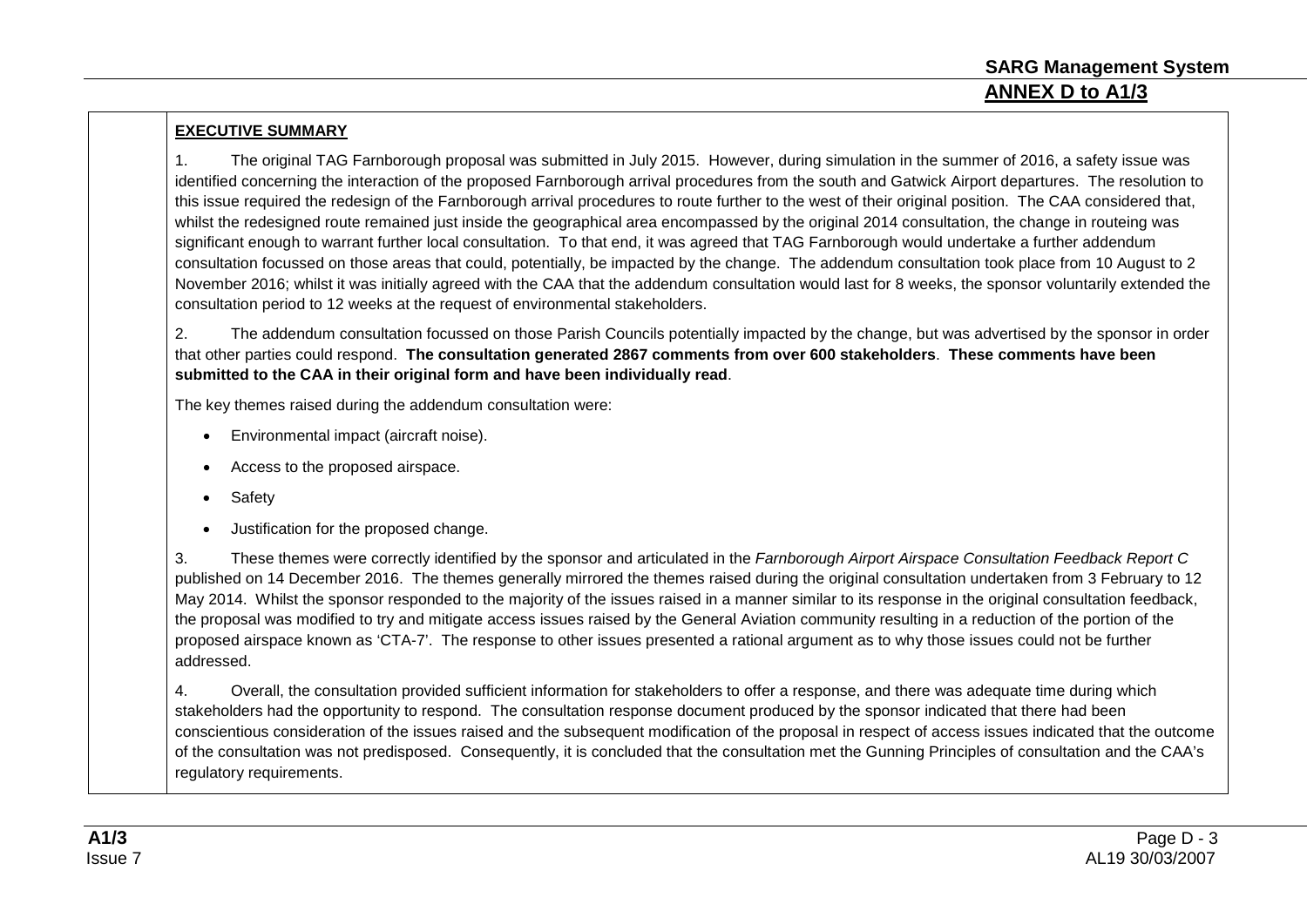**EXECUTIVE SUMMARY**

1. The original TAG Farnborough proposal was submitted in July 2015. However, during simulation in the summer of 2016, a safety issue was identified concerning the interaction of the proposed Farnborough arrival procedures from the south and Gatwick Airport departures. The resolution to this issue required the redesign of the Farnborough arrival procedures to route further to the west of their original position. The CAA considered that, whilst the redesigned route remained just inside the geographical area encompassed by the original 2014 consultation, the change in routeing was significant enough to warrant further local consultation. To that end, it was agreed that TAG Farnborough would undertake a further addendum consultation focussed on those areas that could, potentially, be impacted by the change. The addendum consultation took place from 10 August to 2 November 2016; whilst it was initially agreed with the CAA that the addendum consultation would last for 8 weeks, the sponsor voluntarily extended the consultation period to 12 weeks at the request of environmental stakeholders.

2. The addendum consultation focussed on those Parish Councils potentially impacted by the change, but was advertised by the sponsor in order that other parties could respond. **The consultation generated 2867 comments from over 600 stakeholders**. **These comments have been submitted to the CAA in their original form and have been individually read**.

The key themes raised during the addendum consultation were:

- Environmental impact (aircraft noise).
- Access to the proposed airspace.
- Safety
- Justification for the proposed change.

3. These themes were correctly identified by the sponsor and articulated in the *Farnborough Airport Airspace Consultation Feedback Report C* published on 14 December 2016. The themes generally mirrored the themes raised during the original consultation undertaken from 3 February to 12 May 2014. Whilst the sponsor responded to the majority of the issues raised in a manner similar to its response in the original consultation feedback, the proposal was modified to try and mitigate access issues raised by the General Aviation community resulting in a reduction of the portion of the proposed airspace known as 'CTA-7'. The response to other issues presented a rational argument as to why those issues could not be further addressed.

4. Overall, the consultation provided sufficient information for stakeholders to offer a response, and there was adequate time during which stakeholders had the opportunity to respond. The consultation response document produced by the sponsor indicated that there had been conscientious consideration of the issues raised and the subsequent modification of the proposal in respect of access issues indicated that the outcome of the consultation was not predisposed. Consequently, it is concluded that the consultation met the Gunning Principles of consultation and the CAA's regulatory requirements.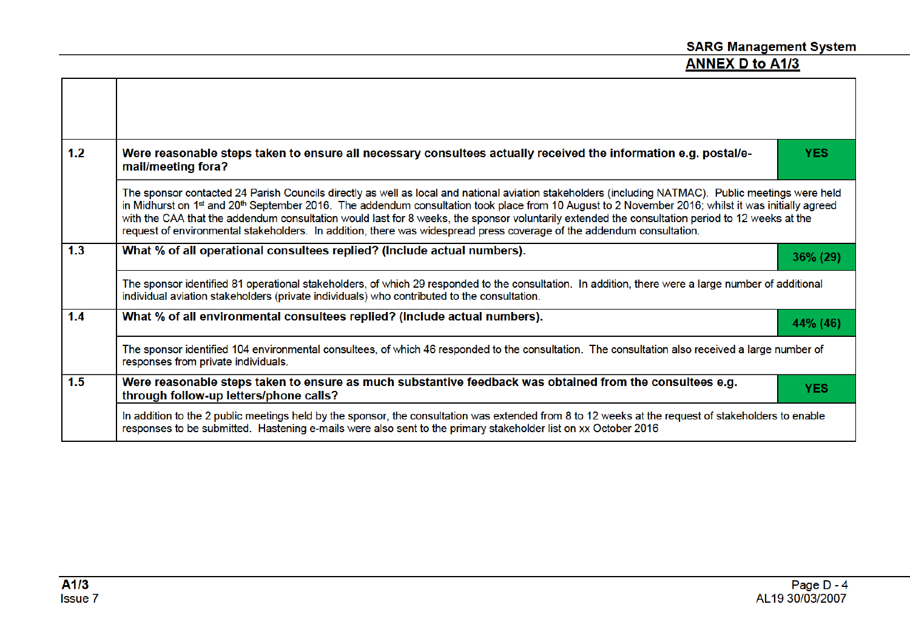| | | |
|---|---|---|
| | | |
| **1.2** | **Were reasonable steps taken to ensure all necessary consultees actually received the information e.g. postal/e-mail/meeting fora?** | **YES** |
| | The sponsor contacted 24 Parish Councils directly as well as local and national aviation stakeholders (including NATMAC). Public meetings were held in Midhurst on 1st and 20th September 2016. The addendum consultation took place from 10 August to 2 November 2016; whilst it was initially agreed with the CAA that the addendum consultation would last for 8 weeks, the sponsor voluntarily extended the consultation period to 12 weeks at the request of environmental stakeholders. In addition, there was widespread press coverage of the addendum consultation. | |
| **1.3** | **What % of all operational consultees replied? (Include actual numbers).** | **36% (29)** |
| | The sponsor identified 81 operational stakeholders, of which 29 responded to the consultation. In addition, there were a large number of additional individual aviation stakeholders (private individuals) who contributed to the consultation. | |
| **1.4** | **What % of all environmental consultees replied? (Include actual numbers).** | **44% (46)** |
| | The sponsor identified 104 environmental consultees, of which 46 responded to the consultation. The consultation also received a large number of responses from private individuals. | |
| **1.5** | **Were reasonable steps taken to ensure as much substantive feedback was obtained from the consultees e.g. through follow-up letters/phone calls?** | **YES** |
| | In addition to the 2 public meetings held by the sponsor, the consultation was extended from 8 to 12 weeks at the request of stakeholders to enable responses to be submitted. Hastening e-mails were also sent to the primary stakeholder list on xx October 2016 | |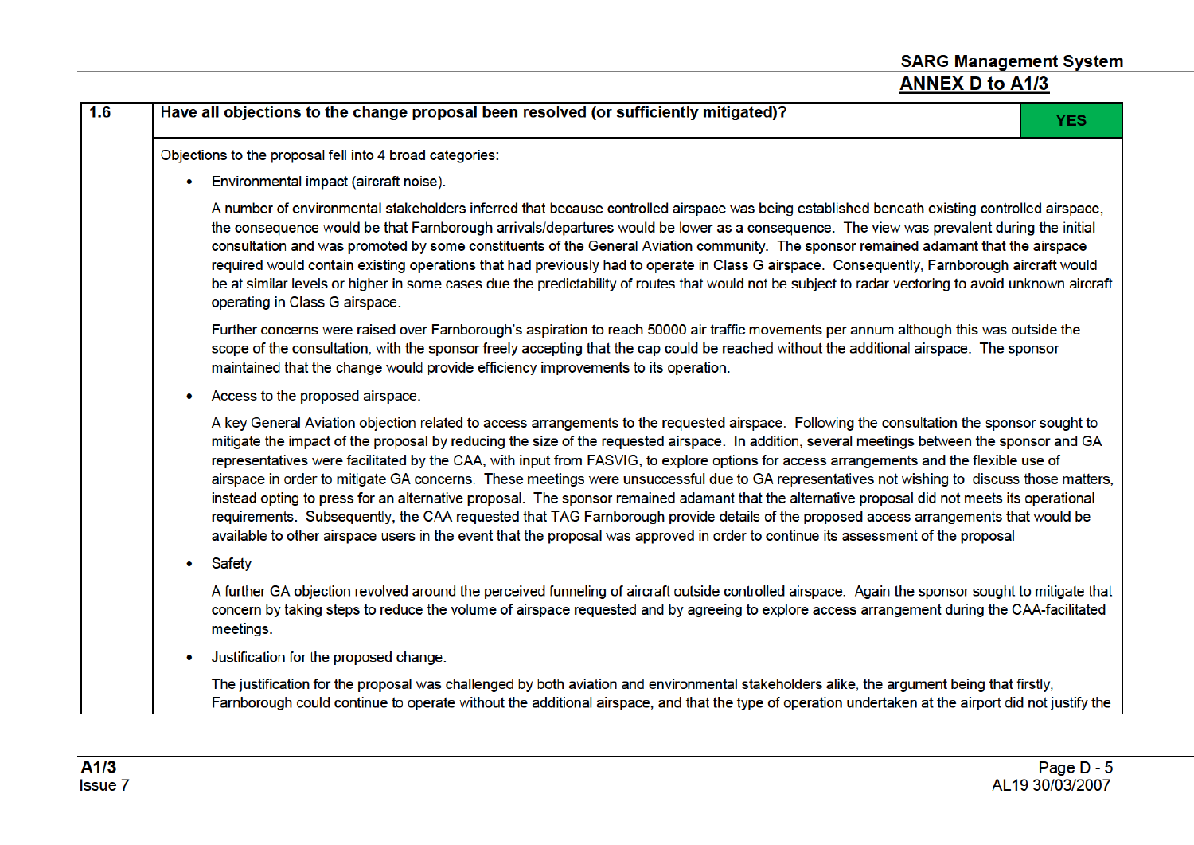| 1.6 | Have all objections to the change proposal been resolved (or sufficiently mitigated)? | YES |
|---|---|---|

Objections to the proposal fell into 4 broad categories:

- Environmental impact (aircraft noise).

  A number of environmental stakeholders inferred that because controlled airspace was being established beneath existing controlled airspace, the consequence would be that Farnborough arrivals/departures would be lower as a consequence. The view was prevalent during the initial consultation and was promoted by some constituents of the General Aviation community. The sponsor remained adamant that the airspace required would contain existing operations that had previously had to operate in Class G airspace. Consequently, Farnborough aircraft would be at similar levels or higher in some cases due the predictability of routes that would not be subject to radar vectoring to avoid unknown aircraft operating in Class G airspace.

  Further concerns were raised over Farnborough's aspiration to reach 50000 air traffic movements per annum although this was outside the scope of the consultation, with the sponsor freely accepting that the cap could be reached without the additional airspace. The sponsor maintained that the change would provide efficiency improvements to its operation.

- Access to the proposed airspace.

  A key General Aviation objection related to access arrangements to the requested airspace. Following the consultation the sponsor sought to mitigate the impact of the proposal by reducing the size of the requested airspace. In addition, several meetings between the sponsor and GA representatives were facilitated by the CAA, with input from FASVIG, to explore options for access arrangements and the flexible use of airspace in order to mitigate GA concerns. These meetings were unsuccessful due to GA representatives not wishing to discuss those matters, instead opting to press for an alternative proposal. The sponsor remained adamant that the alternative proposal did not meets its operational requirements. Subsequently, the CAA requested that TAG Farnborough provide details of the proposed access arrangements that would be available to other airspace users in the event that the proposal was approved in order to continue its assessment of the proposal

- Safety

  A further GA objection revolved around the perceived funneling of aircraft outside controlled airspace. Again the sponsor sought to mitigate that concern by taking steps to reduce the volume of airspace requested and by agreeing to explore access arrangement during the CAA-facilitated meetings.

- Justification for the proposed change.

  The justification for the proposal was challenged by both aviation and environmental stakeholders alike, the argument being that firstly, Farnborough could continue to operate without the additional airspace, and that the type of operation undertaken at the airport did not justify the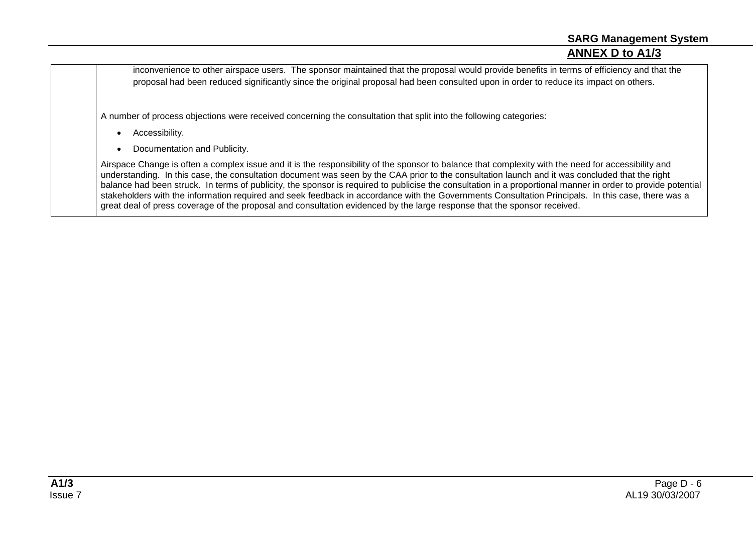| | |
|---|---|
| | inconvenience to other airspace users. The sponsor maintained that the proposal would provide benefits in terms of efficiency and that the proposal had been reduced significantly since the original proposal had been consulted upon in order to reduce its impact on others.<br><br>A number of process objections were received concerning the consultation that split into the following categories:<br><br>• Accessibility.<br>• Documentation and Publicity.<br><br>Airspace Change is often a complex issue and it is the responsibility of the sponsor to balance that complexity with the need for accessibility and understanding. In this case, the consultation document was seen by the CAA prior to the consultation launch and it was concluded that the right balance had been struck. In terms of publicity, the sponsor is required to publicise the consultation in a proportional manner in order to provide potential stakeholders with the information required and seek feedback in accordance with the Governments Consultation Principals. In this case, there was a great deal of press coverage of the proposal and consultation evidenced by the large response that the sponsor received. |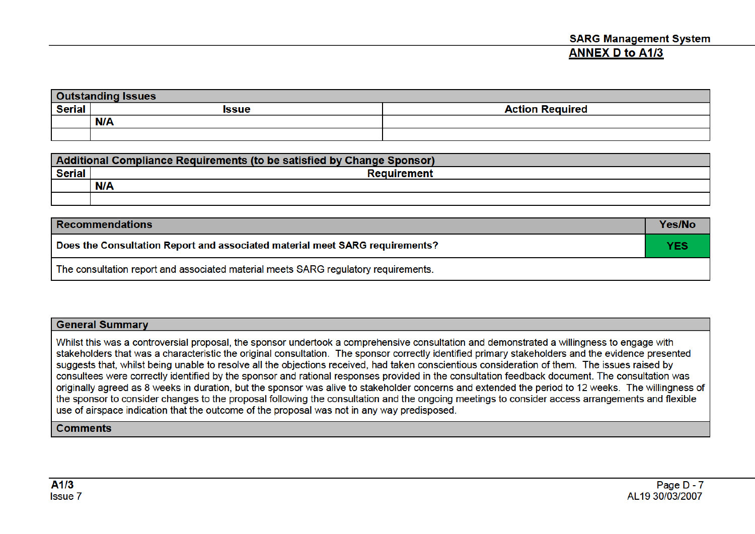| Outstanding Issues | | |
|---|---|---|
| **Serial** | **Issue** | **Action Required** |
| | **N/A** | |
| | | |

| Additional Compliance Requirements (to be satisfied by Change Sponsor) | |
|---|---|
| **Serial** | **Requirement** |
| | **N/A** |
| | |

| Recommendations | Yes/No |
|---|---|
| **Does the Consultation Report and associated material meet SARG requirements?** | **YES** |
| The consultation report and associated material meets SARG regulatory requirements. | |

| General Summary |
|---|
| Whilst this was a controversial proposal, the sponsor undertook a comprehensive consultation and demonstrated a willingness to engage with stakeholders that was a characteristic the original consultation. The sponsor correctly identified primary stakeholders and the evidence presented suggests that, whilst being unable to resolve all the objections received, had taken conscientious consideration of them. The issues raised by consultees were correctly identified by the sponsor and rational responses provided in the consultation feedback document. The consultation was originally agreed as 8 weeks in duration, but the sponsor was alive to stakeholder concerns and extended the period to 12 weeks. The willingness of the sponsor to consider changes to the proposal following the consultation and the ongoing meetings to consider access arrangements and flexible use of airspace indication that the outcome of the proposal was not in any way predisposed. |
| **Comments** |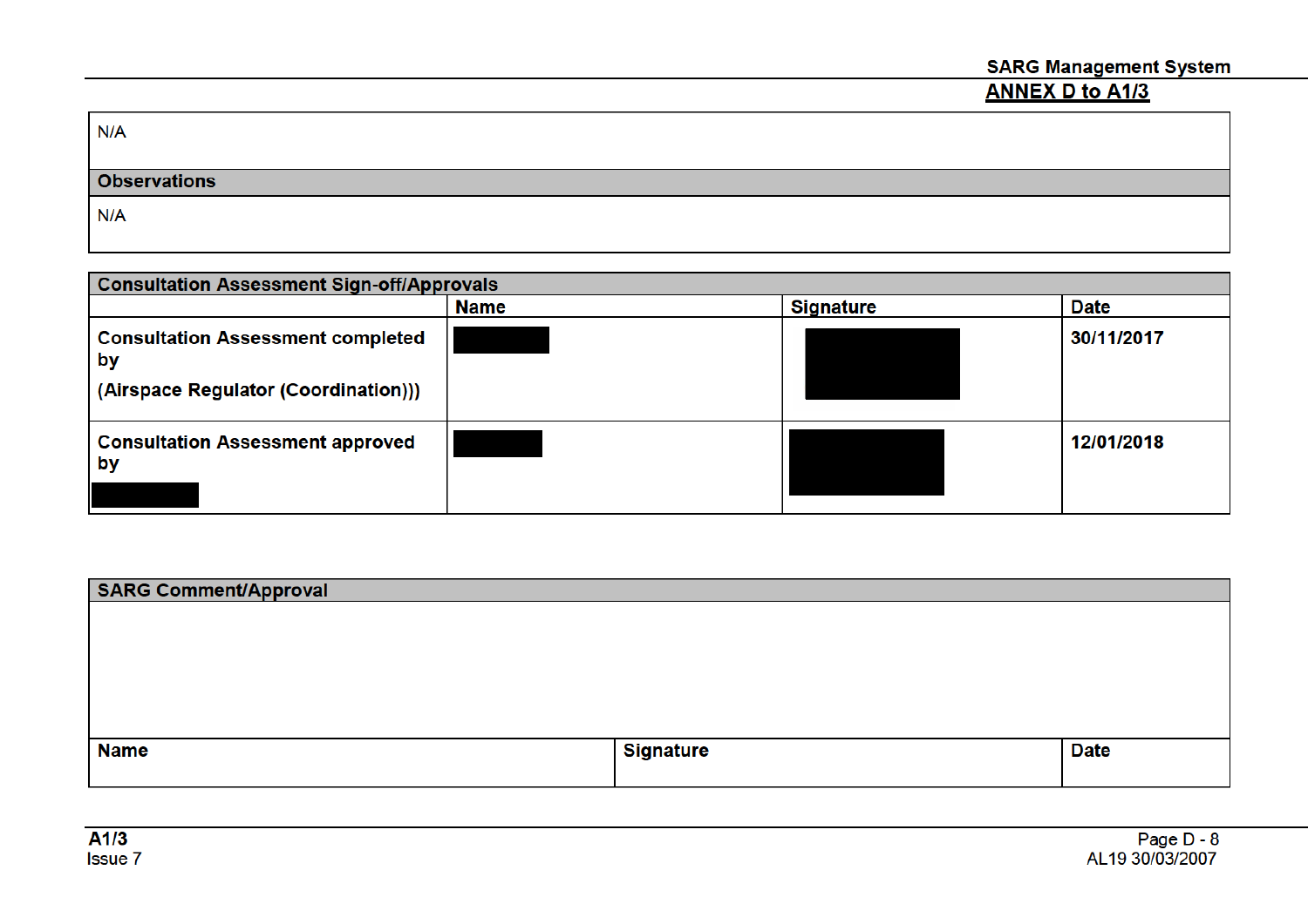| |
|---|
| N/A |
| **Observations** |
| N/A |

| **Consultation Assessment Sign-off/Approvals** | | | |
|---|---|---|---|
| | **Name** | **Signature** | **Date** |
| **Consultation Assessment completed by** **(Airspace Regulator (Coordination))** | | | **30/11/2017** |
| **Consultation Assessment approved by** | | | **12/01/2018** |

| **SARG Comment/Approval** | | |
|---|---|---|
| | | |
| **Name** | **Signature** | **Date** |